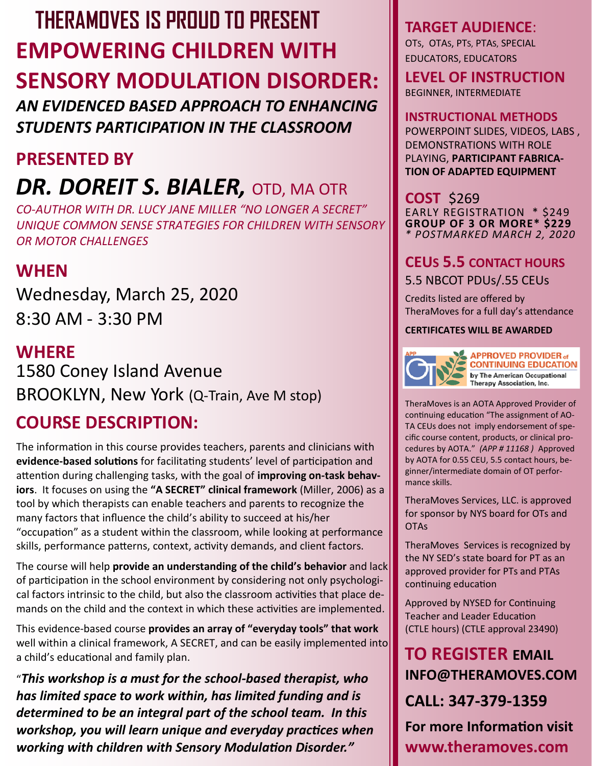# THERAMOVES IS PROUD TO PRESENT

# EMPOWERING CHILDREN WITH SENSORY MODULATION DISORDER:

## *AN EVIDENCED BASED APPROACH TO ENHANCING STUDENTS PARTICIPATION IN THE CLASSROOM*

## PRESENTED BY

## *DR. DOREIT S. BIALER,* OTD, MA OTR

*CO-AUTHOR WITH DR. LUCY JANE MILLER "NO LONGER A SECRET" UNIQUE COMMON SENSE STRATEGIES FOR CHILDREN WITH SENSORY OR MOTOR CHALLENGES*

## WHEN

Wednesday, March 25, 2020

8:30 AM - 3:30 PM

## WHERE

1580 Coney Island Avenue

BROOKLYN, New York (Q-Train, Ave M stop)

## COURSE DESCRIPTION:

The information in this course provides teachers, parents and clinicians with **evidence-based solutions** for facilitating students' level of participation and attention during challenging tasks, with the goal of **improving on-task behaviors**. It focuses on using the **"A SECRET" clinical framework** (Miller, 2006) as a tool by which therapists can enable teachers and parents to recognize the many factors that influence the child's ability to succeed at his/her "occupation" as a student within the classroom, while looking at performance skills, performance patterns, context, activity demands, and client factors.

The course will help **provide an understanding of the child's behavior** and lack of participation in the school environment by considering not only psychological factors intrinsic to the child, but also the classroom activities that place demands on the child and the context in which these activities are implemented.

This evidence-based course **provides an array of "everyday tools" that work** well within a clinical framework, A SECRET, and can be easily implemented into a child's educational and family plan.

"***This workshop is a must for the school-based therapist, who has limited space to work within, has limited funding and is determined to be an integral part of the school team. In this workshop, you will learn unique and everyday practices when working with children with Sensory Modulation Disorder."***

## TARGET AUDIENCE:

OTs, OTAs, PTs, PTAs, SPECIAL EDUCATORS, EDUCATORS

## LEVEL OF INSTRUCTION

BEGINNER, INTERMEDIATE

## INSTRUCTIONAL METHODS

POWERPOINT SLIDES, VIDEOS, LABS, DEMONSTRATIONS WITH ROLE PLAYING, **PARTICIPANT FABRICATION OF ADAPTED EQUIPMENT**

## COST $269

EARLY REGISTRATION * $249
**GROUP OF 3 OR MORE* $229**
*\* POSTMARKED MARCH 2, 2020*

## CEUs 5.5 CONTACT HOURS

5.5 NBCOT PDUs/.55 CEUs

Credits listed are offered by TheraMoves for a full day's attendance

**CERTIFICATES WILL BE AWARDED**

APP — APPROVED PROVIDER of CONTINUING EDUCATION by The American Occupational Therapy Association, Inc.

TheraMoves is an AOTA Approved Provider of continuing education "The assignment of AOTA CEUs does not imply endorsement of specific course content, products, or clinical procedures by AOTA." *(APP # 11168 )* Approved by AOTA for 0.55 CEU, 5.5 contact hours, beginner/intermediate domain of OT performance skills.

TheraMoves Services, LLC. is approved for sponsor by NYS board for OTs and OTAs

TheraMoves Services is recognized by the NY SED's state board for PT as an approved provider for PTs and PTAs continuing education

Approved by NYSED for Continuing Teacher and Leader Education (CTLE hours) (CTLE approval 23490)

## TO REGISTER EMAIL INFO@THERAMOVES.COM

## CALL: 347-379-1359

**For more Information visit www.theramoves.com**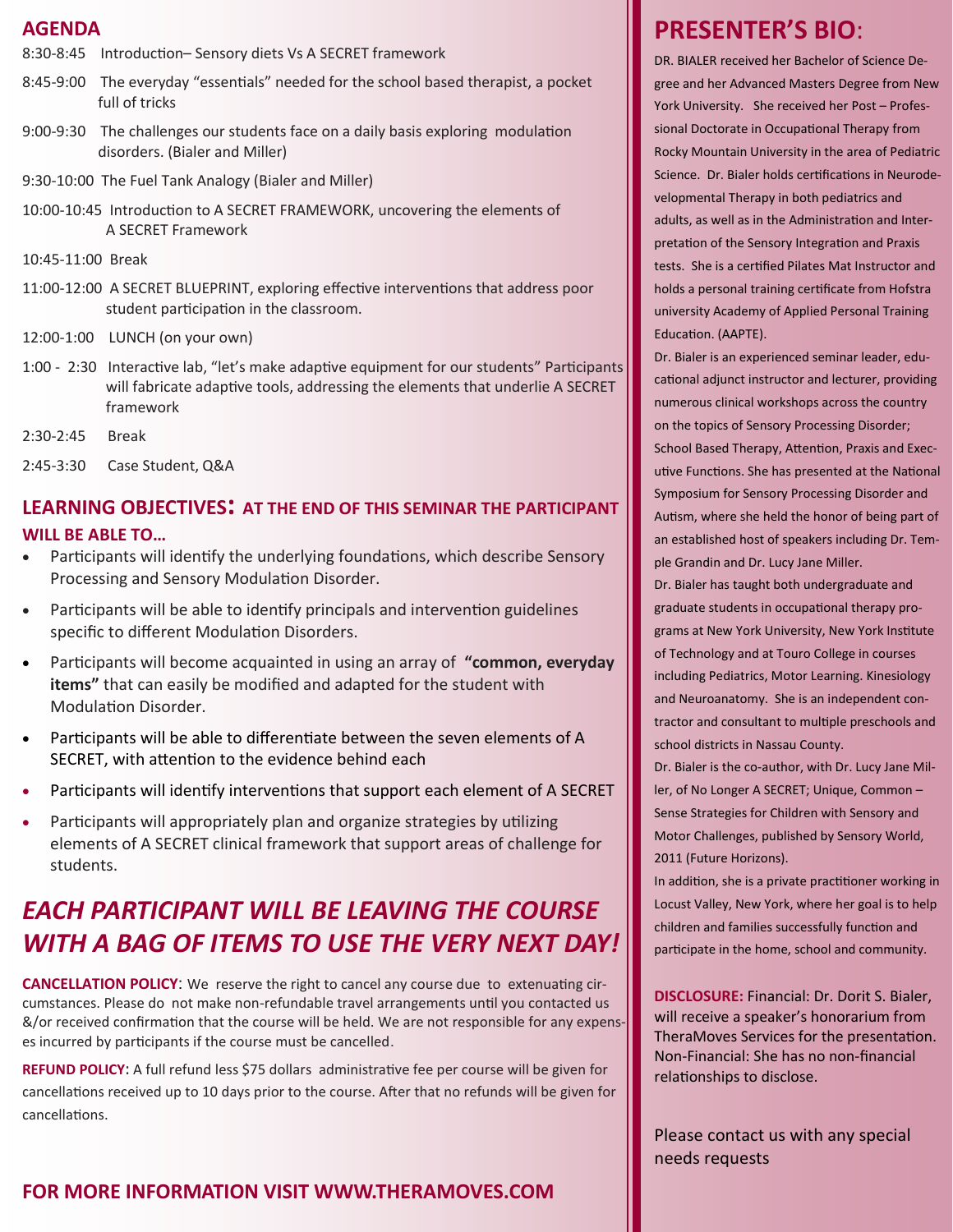## AGENDA

8:30-8:45 Introduction– Sensory diets Vs A SECRET framework

8:45-9:00 The everyday "essentials" needed for the school based therapist, a pocket full of tricks

9:00-9:30 The challenges our students face on a daily basis exploring modulation disorders. (Bialer and Miller)

9:30-10:00 The Fuel Tank Analogy (Bialer and Miller)

10:00-10:45 Introduction to A SECRET FRAMEWORK, uncovering the elements of A SECRET Framework

10:45-11:00 Break

11:00-12:00 A SECRET BLUEPRINT, exploring effective interventions that address poor student participation in the classroom.

12:00-1:00 LUNCH (on your own)

1:00 - 2:30 Interactive lab, "let's make adaptive equipment for our students" Participants will fabricate adaptive tools, addressing the elements that underlie A SECRET framework

2:30-2:45 Break

2:45-3:30 Case Student, Q&A

## LEARNING OBJECTIVES: AT THE END OF THIS SEMINAR THE PARTICIPANT WILL BE ABLE TO…

- Participants will identify the underlying foundations, which describe Sensory Processing and Sensory Modulation Disorder.
- Participants will be able to identify principals and intervention guidelines specific to different Modulation Disorders.
- Participants will become acquainted in using an array of **"common, everyday items"** that can easily be modified and adapted for the student with Modulation Disorder.
- Participants will be able to differentiate between the seven elements of A SECRET, with attention to the evidence behind each
- Participants will identify interventions that support each element of A SECRET
- Participants will appropriately plan and organize strategies by utilizing elements of A SECRET clinical framework that support areas of challenge for students.

## *EACH PARTICIPANT WILL BE LEAVING THE COURSE WITH A BAG OF ITEMS TO USE THE VERY NEXT DAY!*

**CANCELLATION POLICY**: We reserve the right to cancel any course due to extenuating circumstances. Please do not make non-refundable travel arrangements until you contacted us &/or received confirmation that the course will be held. We are not responsible for any expenses incurred by participants if the course must be cancelled.

**REFUND POLICY**: A full refund less $75 dollars administrative fee per course will be given for cancellations received up to 10 days prior to the course. After that no refunds will be given for cancellations.

**FOR MORE INFORMATION VISIT WWW.THERAMOVES.COM**

## PRESENTER'S BIO:

DR. BIALER received her Bachelor of Science Degree and her Advanced Masters Degree from New York University. She received her Post – Professional Doctorate in Occupational Therapy from Rocky Mountain University in the area of Pediatric Science. Dr. Bialer holds certifications in Neurodevelopmental Therapy in both pediatrics and adults, as well as in the Administration and Interpretation of the Sensory Integration and Praxis tests. She is a certified Pilates Mat Instructor and holds a personal training certificate from Hofstra university Academy of Applied Personal Training Education. (AAPTE).

Dr. Bialer is an experienced seminar leader, educational adjunct instructor and lecturer, providing numerous clinical workshops across the country on the topics of Sensory Processing Disorder; School Based Therapy, Attention, Praxis and Executive Functions. She has presented at the National Symposium for Sensory Processing Disorder and Autism, where she held the honor of being part of an established host of speakers including Dr. Temple Grandin and Dr. Lucy Jane Miller.

Dr. Bialer has taught both undergraduate and graduate students in occupational therapy programs at New York University, New York Institute of Technology and at Touro College in courses including Pediatrics, Motor Learning. Kinesiology and Neuroanatomy. She is an independent contractor and consultant to multiple preschools and school districts in Nassau County.

Dr. Bialer is the co-author, with Dr. Lucy Jane Miller, of No Longer A SECRET; Unique, Common – Sense Strategies for Children with Sensory and Motor Challenges, published by Sensory World, 2011 (Future Horizons).

In addition, she is a private practitioner working in Locust Valley, New York, where her goal is to help children and families successfully function and participate in the home, school and community.

**DISCLOSURE:** Financial: Dr. Dorit S. Bialer, will receive a speaker's honorarium from TheraMoves Services for the presentation. Non-Financial: She has no non-financial relationships to disclose.

Please contact us with any special needs requests